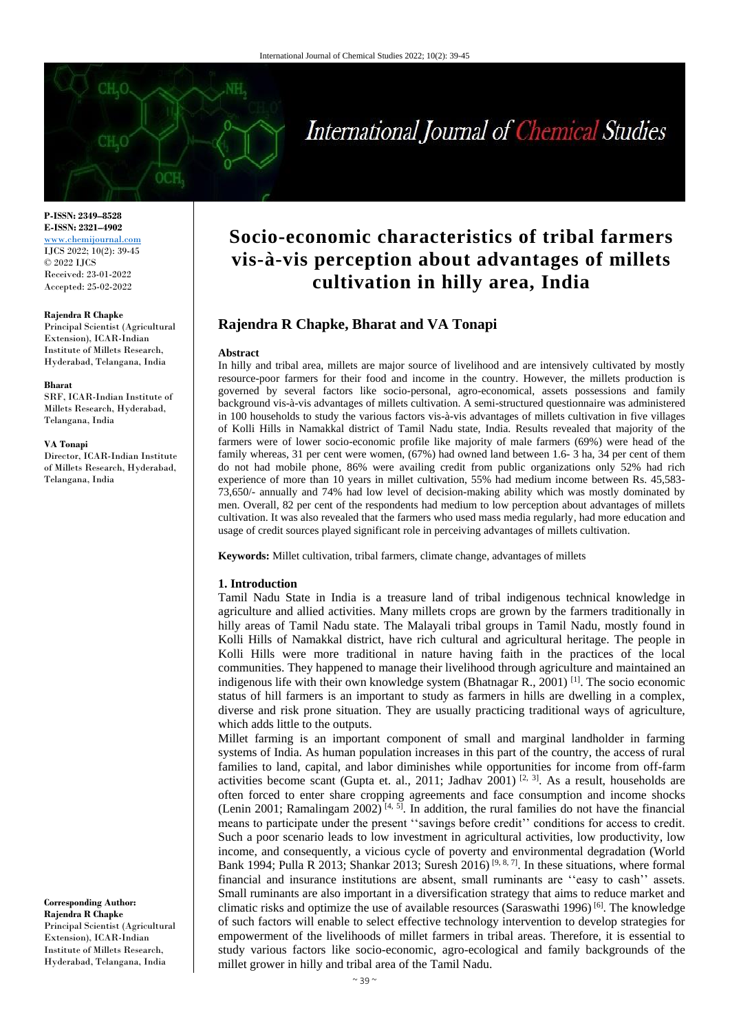P-ISSN: 2349–8528
E-ISSN: 2321–4902
www.chemijournal.com
IJCS 2022; 10(2): 39-45
© 2022 IJCS
Received: 23-01-2022
Accepted: 25-02-2022

**Rajendra R Chapke**
Principal Scientist (Agricultural Extension), ICAR-Indian Institute of Millets Research, Hyderabad, Telangana, India

**Bharat**
SRF, ICAR-Indian Institute of Millets Research, Hyderabad, Telangana, India

**VA Tonapi**
Director, ICAR-Indian Institute of Millets Research, Hyderabad, Telangana, India

**Corresponding Author:**
**Rajendra R Chapke**
Principal Scientist (Agricultural Extension), ICAR-Indian Institute of Millets Research, Hyderabad, Telangana, India

# Socio-economic characteristics of tribal farmers vis-à-vis perception about advantages of millets cultivation in hilly area, India

## Rajendra R Chapke, Bharat and VA Tonapi

**Abstract**

In hilly and tribal area, millets are major source of livelihood and are intensively cultivated by mostly resource-poor farmers for their food and income in the country. However, the millets production is governed by several factors like socio-personal, agro-economical, assets possessions and family background vis-à-vis advantages of millets cultivation. A semi-structured questionnaire was administered in 100 households to study the various factors vis-à-vis advantages of millets cultivation in five villages of Kolli Hills in Namakkal district of Tamil Nadu state, India. Results revealed that majority of the farmers were of lower socio-economic profile like majority of male farmers (69%) were head of the family whereas, 31 per cent were women, (67%) had owned land between 1.6- 3 ha, 34 per cent of them do not had mobile phone, 86% were availing credit from public organizations only 52% had rich experience of more than 10 years in millet cultivation, 55% had medium income between Rs. 45,583-73,650/- annually and 74% had low level of decision-making ability which was mostly dominated by men. Overall, 82 per cent of the respondents had medium to low perception about advantages of millets cultivation. It was also revealed that the farmers who used mass media regularly, had more education and usage of credit sources played significant role in perceiving advantages of millets cultivation.

**Keywords:** Millet cultivation, tribal farmers, climate change, advantages of millets

### 1. Introduction

Tamil Nadu State in India is a treasure land of tribal indigenous technical knowledge in agriculture and allied activities. Many millets crops are grown by the farmers traditionally in hilly areas of Tamil Nadu state. The Malayali tribal groups in Tamil Nadu, mostly found in Kolli Hills of Namakkal district, have rich cultural and agricultural heritage. The people in Kolli Hills were more traditional in nature having faith in the practices of the local communities. They happened to manage their livelihood through agriculture and maintained an indigenous life with their own knowledge system (Bhatnagar R., 2001) [1]. The socio economic status of hill farmers is an important to study as farmers in hills are dwelling in a complex, diverse and risk prone situation. They are usually practicing traditional ways of agriculture, which adds little to the outputs.

Millet farming is an important component of small and marginal landholder in farming systems of India. As human population increases in this part of the country, the access of rural families to land, capital, and labor diminishes while opportunities for income from off-farm activities become scant (Gupta et. al., 2011; Jadhav 2001) [2, 3]. As a result, households are often forced to enter share cropping agreements and face consumption and income shocks (Lenin 2001; Ramalingam 2002) [4, 5]. In addition, the rural families do not have the financial means to participate under the present ''savings before credit'' conditions for access to credit. Such a poor scenario leads to low investment in agricultural activities, low productivity, low income, and consequently, a vicious cycle of poverty and environmental degradation (World Bank 1994; Pulla R 2013; Shankar 2013; Suresh 2016) [9, 8, 7]. In these situations, where formal financial and insurance institutions are absent, small ruminants are ''easy to cash'' assets. Small ruminants are also important in a diversification strategy that aims to reduce market and climatic risks and optimize the use of available resources (Saraswathi 1996) [6]. The knowledge of such factors will enable to select effective technology intervention to develop strategies for empowerment of the livelihoods of millet farmers in tribal areas. Therefore, it is essential to study various factors like socio-economic, agro-ecological and family backgrounds of the millet grower in hilly and tribal area of the Tamil Nadu.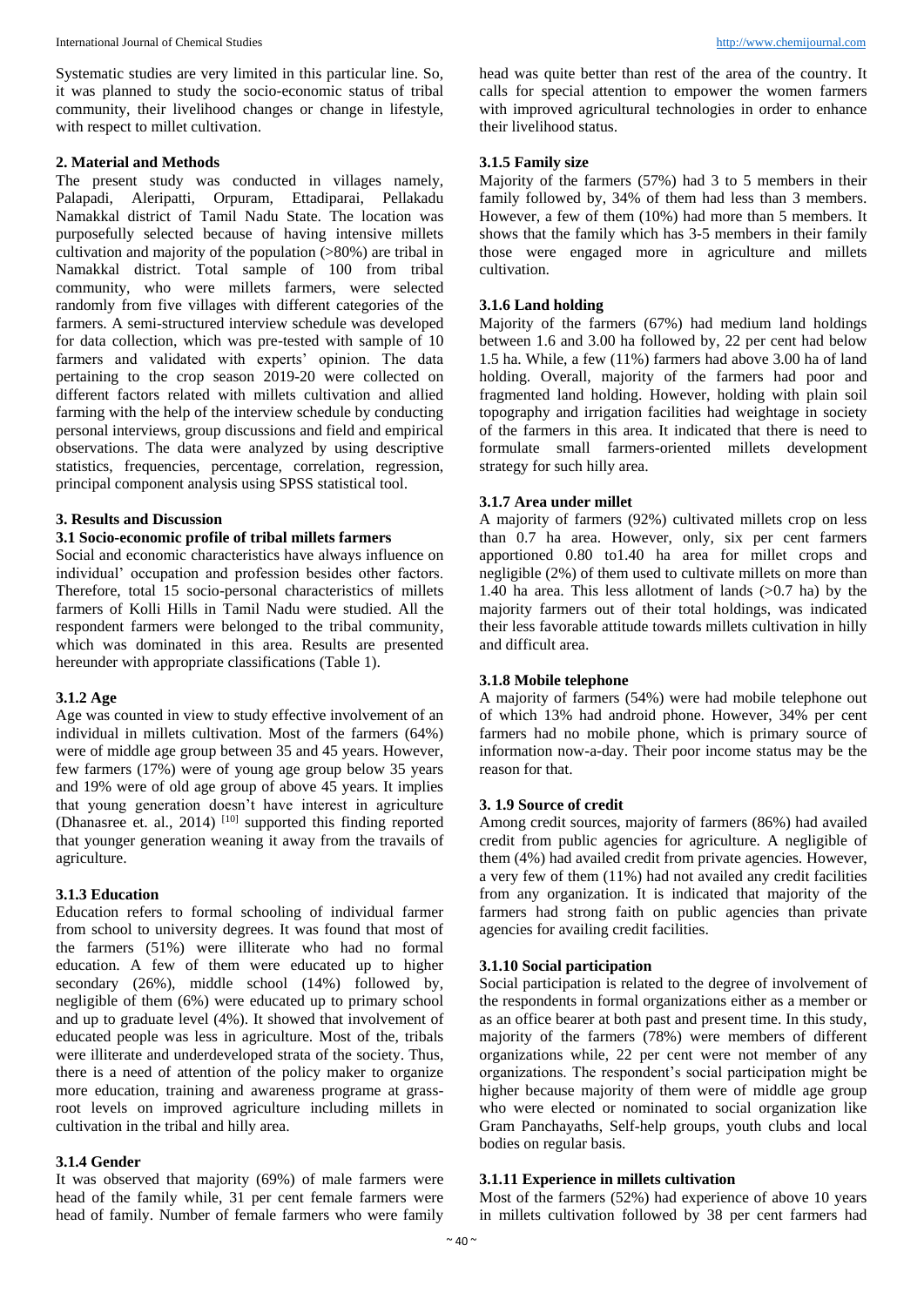Systematic studies are very limited in this particular line. So, it was planned to study the socio-economic status of tribal community, their livelihood changes or change in lifestyle, with respect to millet cultivation.

## 2. Material and Methods

The present study was conducted in villages namely, Palapadi, Aleripatti, Orpuram, Ettadiparai, Pellakadu Namakkal district of Tamil Nadu State. The location was purposefully selected because of having intensive millets cultivation and majority of the population (>80%) are tribal in Namakkal district. Total sample of 100 from tribal community, who were millets farmers, were selected randomly from five villages with different categories of the farmers. A semi-structured interview schedule was developed for data collection, which was pre-tested with sample of 10 farmers and validated with experts' opinion. The data pertaining to the crop season 2019-20 were collected on different factors related with millets cultivation and allied farming with the help of the interview schedule by conducting personal interviews, group discussions and field and empirical observations. The data were analyzed by using descriptive statistics, frequencies, percentage, correlation, regression, principal component analysis using SPSS statistical tool.

## 3. Results and Discussion

### 3.1 Socio-economic profile of tribal millets farmers

Social and economic characteristics have always influence on individual' occupation and profession besides other factors. Therefore, total 15 socio-personal characteristics of millets farmers of Kolli Hills in Tamil Nadu were studied. All the respondent farmers were belonged to the tribal community, which was dominated in this area. Results are presented hereunder with appropriate classifications (Table 1).

### 3.1.2 Age

Age was counted in view to study effective involvement of an individual in millets cultivation. Most of the farmers (64%) were of middle age group between 35 and 45 years. However, few farmers (17%) were of young age group below 35 years and 19% were of old age group of above 45 years. It implies that young generation doesn't have interest in agriculture (Dhanasree et. al., 2014) [10] supported this finding reported that younger generation weaning it away from the travails of agriculture.

### 3.1.3 Education

Education refers to formal schooling of individual farmer from school to university degrees. It was found that most of the farmers (51%) were illiterate who had no formal education. A few of them were educated up to higher secondary (26%), middle school (14%) followed by, negligible of them (6%) were educated up to primary school and up to graduate level (4%). It showed that involvement of educated people was less in agriculture. Most of the, tribals were illiterate and underdeveloped strata of the society. Thus, there is a need of attention of the policy maker to organize more education, training and awareness programe at grass-root levels on improved agriculture including millets in cultivation in the tribal and hilly area.

### 3.1.4 Gender

It was observed that majority (69%) of male farmers were head of the family while, 31 per cent female farmers were head of family. Number of female farmers who were family head was quite better than rest of the area of the country. It calls for special attention to empower the women farmers with improved agricultural technologies in order to enhance their livelihood status.

### 3.1.5 Family size

Majority of the farmers (57%) had 3 to 5 members in their family followed by, 34% of them had less than 3 members. However, a few of them (10%) had more than 5 members. It shows that the family which has 3-5 members in their family those were engaged more in agriculture and millets cultivation.

### 3.1.6 Land holding

Majority of the farmers (67%) had medium land holdings between 1.6 and 3.00 ha followed by, 22 per cent had below 1.5 ha. While, a few (11%) farmers had above 3.00 ha of land holding. Overall, majority of the farmers had poor and fragmented land holding. However, holding with plain soil topography and irrigation facilities had weightage in society of the farmers in this area. It indicated that there is need to formulate small farmers-oriented millets development strategy for such hilly area.

### 3.1.7 Area under millet

A majority of farmers (92%) cultivated millets crop on less than 0.7 ha area. However, only, six per cent farmers apportioned 0.80 to1.40 ha area for millet crops and negligible (2%) of them used to cultivate millets on more than 1.40 ha area. This less allotment of lands (>0.7 ha) by the majority farmers out of their total holdings, was indicated their less favorable attitude towards millets cultivation in hilly and difficult area.

### 3.1.8 Mobile telephone

A majority of farmers (54%) were had mobile telephone out of which 13% had android phone. However, 34% per cent farmers had no mobile phone, which is primary source of information now-a-day. Their poor income status may be the reason for that.

### 3. 1.9 Source of credit

Among credit sources, majority of farmers (86%) had availed credit from public agencies for agriculture. A negligible of them (4%) had availed credit from private agencies. However, a very few of them (11%) had not availed any credit facilities from any organization. It is indicated that majority of the farmers had strong faith on public agencies than private agencies for availing credit facilities.

### 3.1.10 Social participation

Social participation is related to the degree of involvement of the respondents in formal organizations either as a member or as an office bearer at both past and present time. In this study, majority of the farmers (78%) were members of different organizations while, 22 per cent were not member of any organizations. The respondent's social participation might be higher because majority of them were of middle age group who were elected or nominated to social organization like Gram Panchayaths, Self-help groups, youth clubs and local bodies on regular basis.

### 3.1.11 Experience in millets cultivation

Most of the farmers (52%) had experience of above 10 years in millets cultivation followed by 38 per cent farmers had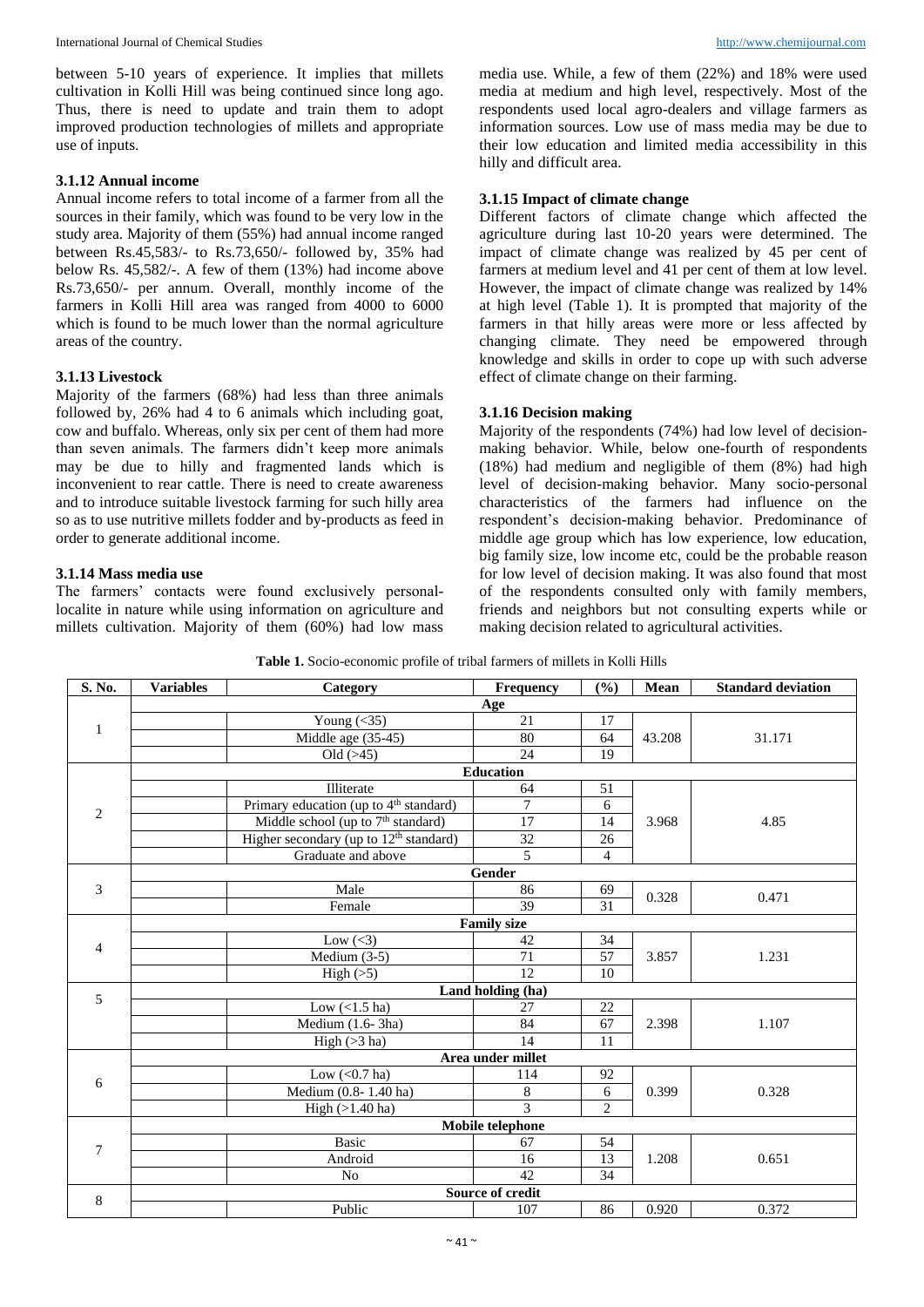between 5-10 years of experience. It implies that millets cultivation in Kolli Hill was being continued since long ago. Thus, there is need to update and train them to adopt improved production technologies of millets and appropriate use of inputs.

### 3.1.12 Annual income

Annual income refers to total income of a farmer from all the sources in their family, which was found to be very low in the study area. Majority of them (55%) had annual income ranged between Rs.45,583/- to Rs.73,650/- followed by, 35% had below Rs. 45,582/-. A few of them (13%) had income above Rs.73,650/- per annum. Overall, monthly income of the farmers in Kolli Hill area was ranged from 4000 to 6000 which is found to be much lower than the normal agriculture areas of the country.

### 3.1.13 Livestock

Majority of the farmers (68%) had less than three animals followed by, 26% had 4 to 6 animals which including goat, cow and buffalo. Whereas, only six per cent of them had more than seven animals. The farmers didn't keep more animals may be due to hilly and fragmented lands which is inconvenient to rear cattle. There is need to create awareness and to introduce suitable livestock farming for such hilly area so as to use nutritive millets fodder and by-products as feed in order to generate additional income.

### 3.1.14 Mass media use

The farmers' contacts were found exclusively personal-localite in nature while using information on agriculture and millets cultivation. Majority of them (60%) had low mass media use. While, a few of them (22%) and 18% were used media at medium and high level, respectively. Most of the respondents used local agro-dealers and village farmers as information sources. Low use of mass media may be due to their low education and limited media accessibility in this hilly and difficult area.

### 3.1.15 Impact of climate change

Different factors of climate change which affected the agriculture during last 10-20 years were determined. The impact of climate change was realized by 45 per cent of farmers at medium level and 41 per cent of them at low level. However, the impact of climate change was realized by 14% at high level (Table 1). It is prompted that majority of the farmers in that hilly areas were more or less affected by changing climate. They need be empowered through knowledge and skills in order to cope up with such adverse effect of climate change on their farming.

### 3.1.16 Decision making

Majority of the respondents (74%) had low level of decision-making behavior. While, below one-fourth of respondents (18%) had medium and negligible of them (8%) had high level of decision-making behavior. Many socio-personal characteristics of the farmers had influence on the respondent's decision-making behavior. Predominance of middle age group which has low experience, low education, big family size, low income etc, could be the probable reason for low level of decision making. It was also found that most of the respondents consulted only with family members, friends and neighbors but not consulting experts while or making decision related to agricultural activities.

**Table 1.** Socio-economic profile of tribal farmers of millets in Kolli Hills

| S. No. | Variables | Category | Frequency | (%) | Mean | Standard deviation |
|---|---|---|---|---|---|---|
| 1 | | **Age** | | | | |
| | | Young (<35) | 21 | 17 | 43.208 | 31.171 |
| | | Middle age (35-45) | 80 | 64 | | |
| | | Old (>45) | 24 | 19 | | |
| 2 | | **Education** | | | | |
| | | Illiterate | 64 | 51 | 3.968 | 4.85 |
| | | Primary education (up to 4th standard) | 7 | 6 | | |
| | | Middle school (up to 7th standard) | 17 | 14 | | |
| | | Higher secondary (up to 12th standard) | 32 | 26 | | |
| | | Graduate and above | 5 | 4 | | |
| 3 | | **Gender** | | | | |
| | | Male | 86 | 69 | 0.328 | 0.471 |
| | | Female | 39 | 31 | | |
| 4 | | **Family size** | | | | |
| | | Low (<3) | 42 | 34 | 3.857 | 1.231 |
| | | Medium (3-5) | 71 | 57 | | |
| | | High (>5) | 12 | 10 | | |
| 5 | | **Land holding (ha)** | | | | |
| | | Low (<1.5 ha) | 27 | 22 | 2.398 | 1.107 |
| | | Medium (1.6- 3ha) | 84 | 67 | | |
| | | High (>3 ha) | 14 | 11 | | |
| 6 | | **Area under millet** | | | | |
| | | Low (<0.7 ha) | 114 | 92 | 0.399 | 0.328 |
| | | Medium (0.8- 1.40 ha) | 8 | 6 | | |
| | | High (>1.40 ha) | 3 | 2 | | |
| 7 | | **Mobile telephone** | | | | |
| | | Basic | 67 | 54 | 1.208 | 0.651 |
| | | Android | 16 | 13 | | |
| | | No | 42 | 34 | | |
| 8 | | **Source of credit** | | | | |
| | | Public | 107 | 86 | 0.920 | 0.372 |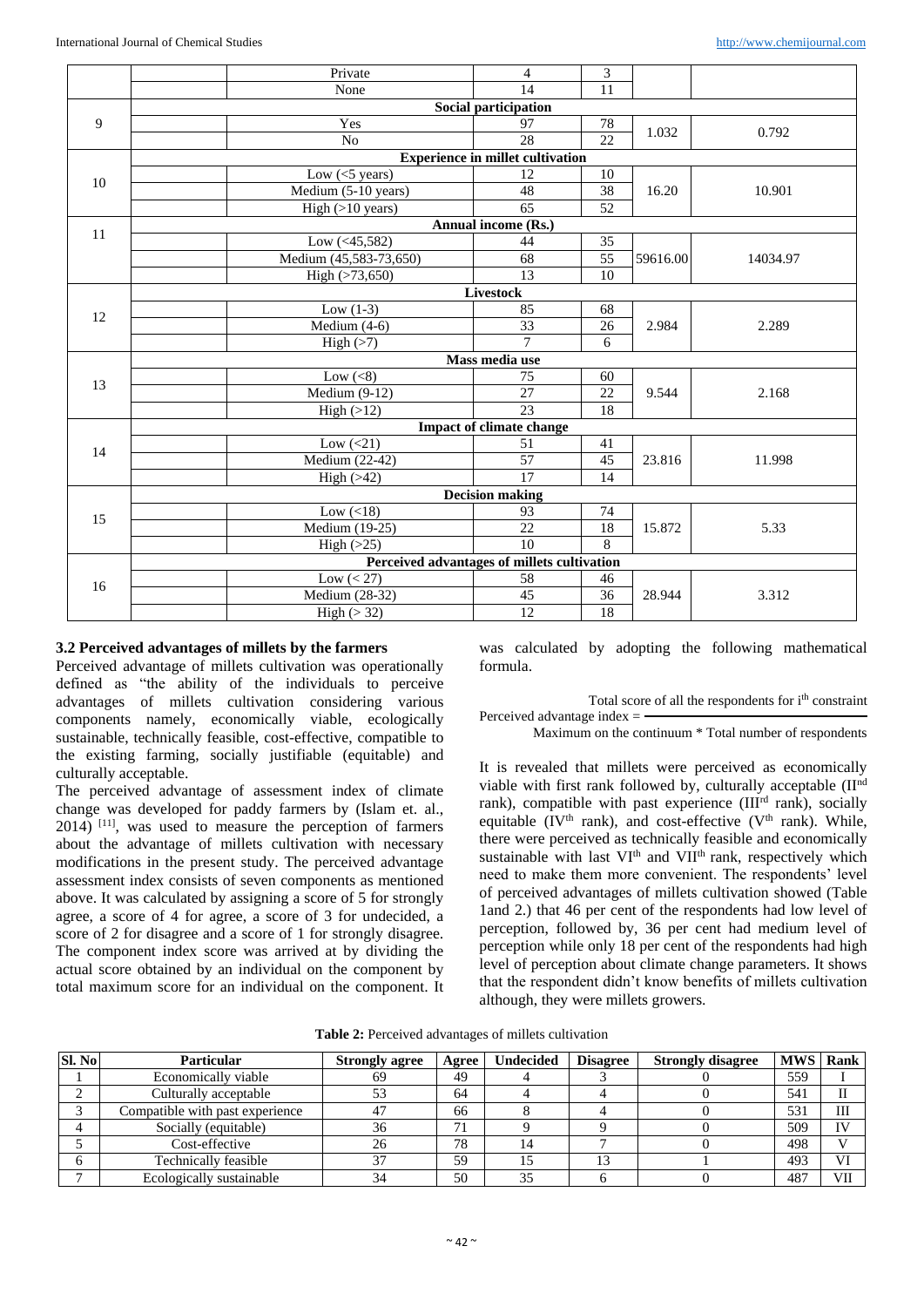| | | | | | | |
|---|---|---|---|---|---|---|
| | | Private | 4 | 3 | | |
| | | None | 14 | 11 | | |
| 9 | | **Social participation** | | | | |
| | | Yes | 97 | 78 | 1.032 | 0.792 |
| | | No | 28 | 22 | | |
| 10 | | **Experience in millet cultivation** | | | | |
| | | Low (<5 years) | 12 | 10 | 16.20 | 10.901 |
| | | Medium (5-10 years) | 48 | 38 | | |
| | | High (>10 years) | 65 | 52 | | |
| 11 | | **Annual income (Rs.)** | | | | |
| | | Low (<45,582) | 44 | 35 | 59616.00 | 14034.97 |
| | | Medium (45,583-73,650) | 68 | 55 | | |
| | | High (>73,650) | 13 | 10 | | |
| 12 | | **Livestock** | | | | |
| | | Low (1-3) | 85 | 68 | 2.984 | 2.289 |
| | | Medium (4-6) | 33 | 26 | | |
| | | High (>7) | 7 | 6 | | |
| 13 | | **Mass media use** | | | | |
| | | Low (<8) | 75 | 60 | 9.544 | 2.168 |
| | | Medium (9-12) | 27 | 22 | | |
| | | High (>12) | 23 | 18 | | |
| 14 | | **Impact of climate change** | | | | |
| | | Low (<21) | 51 | 41 | 23.816 | 11.998 |
| | | Medium (22-42) | 57 | 45 | | |
| | | High (>42) | 17 | 14 | | |
| 15 | | **Decision making** | | | | |
| | | Low (<18) | 93 | 74 | 15.872 | 5.33 |
| | | Medium (19-25) | 22 | 18 | | |
| | | High (>25) | 10 | 8 | | |
| 16 | | **Perceived advantages of millets cultivation** | | | | |
| | | Low (< 27) | 58 | 46 | 28.944 | 3.312 |
| | | Medium (28-32) | 45 | 36 | | |
| | | High (> 32) | 12 | 18 | | |

### 3.2 Perceived advantages of millets by the farmers

Perceived advantage of millets cultivation was operationally defined as "the ability of the individuals to perceive advantages of millets cultivation considering various components namely, economically viable, ecologically sustainable, technically feasible, cost-effective, compatible to the existing farming, socially justifiable (equitable) and culturally acceptable.

The perceived advantage of assessment index of climate change was developed for paddy farmers by (Islam et. al., 2014) [11], was used to measure the perception of farmers about the advantage of millets cultivation with necessary modifications in the present study. The perceived advantage assessment index consists of seven components as mentioned above. It was calculated by assigning a score of 5 for strongly agree, a score of 4 for agree, a score of 3 for undecided, a score of 2 for disagree and a score of 1 for strongly disagree. The component index score was arrived at by dividing the actual score obtained by an individual on the component by total maximum score for an individual on the component. It was calculated by adopting the following mathematical formula.

$$\text{Perceived advantage index} = \frac{\text{Total score of all the respondents for } i^{th} \text{ constraint}}{\text{Maximum on the continuum} * \text{Total number of respondents}}$$

It is revealed that millets were perceived as economically viable with first rank followed by, culturally acceptable (IInd rank), compatible with past experience (IIIrd rank), socially equitable (IVth rank), and cost-effective (Vth rank). While, there were perceived as technically feasible and economically sustainable with last VIth and VIIth rank, respectively which need to make them more convenient. The respondents' level of perceived advantages of millets cultivation showed (Table 1and 2.) that 46 per cent of the respondents had low level of perception, followed by, 36 per cent had medium level of perception while only 18 per cent of the respondents had high level of perception about climate change parameters. It shows that the respondent didn't know benefits of millets cultivation although, they were millets growers.

**Table 2:** Perceived advantages of millets cultivation

| Sl. No | Particular | Strongly agree | Agree | Undecided | Disagree | Strongly disagree | MWS | Rank |
|---|---|---|---|---|---|---|---|---|
| 1 | Economically viable | 69 | 49 | 4 | 3 | 0 | 559 | I |
| 2 | Culturally acceptable | 53 | 64 | 4 | 4 | 0 | 541 | II |
| 3 | Compatible with past experience | 47 | 66 | 8 | 4 | 0 | 531 | III |
| 4 | Socially (equitable) | 36 | 71 | 9 | 9 | 0 | 509 | IV |
| 5 | Cost-effective | 26 | 78 | 14 | 7 | 0 | 498 | V |
| 6 | Technically feasible | 37 | 59 | 15 | 13 | 1 | 493 | VI |
| 7 | Ecologically sustainable | 34 | 50 | 35 | 6 | 0 | 487 | VII |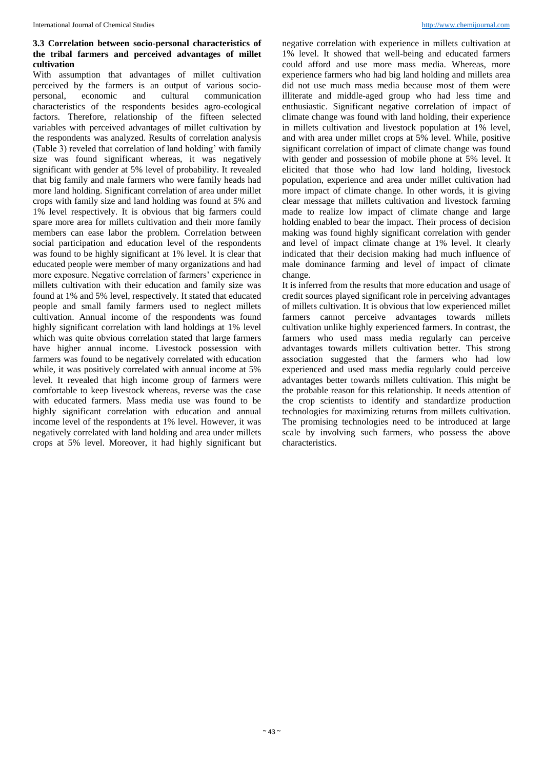### 3.3 Correlation between socio-personal characteristics of the tribal farmers and perceived advantages of millet cultivation

With assumption that advantages of millet cultivation perceived by the farmers is an output of various socio-personal, economic and cultural communication characteristics of the respondents besides agro-ecological factors. Therefore, relationship of the fifteen selected variables with perceived advantages of millet cultivation by the respondents was analyzed. Results of correlation analysis (Table 3) reveled that correlation of land holding' with family size was found significant whereas, it was negatively significant with gender at 5% level of probability. It revealed that big family and male farmers who were family heads had more land holding. Significant correlation of area under millet crops with family size and land holding was found at 5% and 1% level respectively. It is obvious that big farmers could spare more area for millets cultivation and their more family members can ease labor the problem. Correlation between social participation and education level of the respondents was found to be highly significant at 1% level. It is clear that educated people were member of many organizations and had more exposure. Negative correlation of farmers' experience in millets cultivation with their education and family size was found at 1% and 5% level, respectively. It stated that educated people and small family farmers used to neglect millets cultivation. Annual income of the respondents was found highly significant correlation with land holdings at 1% level which was quite obvious correlation stated that large farmers have higher annual income. Livestock possession with farmers was found to be negatively correlated with education while, it was positively correlated with annual income at 5% level. It revealed that high income group of farmers were comfortable to keep livestock whereas, reverse was the case with educated farmers. Mass media use was found to be highly significant correlation with education and annual income level of the respondents at 1% level. However, it was negatively correlated with land holding and area under millets crops at 5% level. Moreover, it had highly significant but negative correlation with experience in millets cultivation at 1% level. It showed that well-being and educated farmers could afford and use more mass media. Whereas, more experience farmers who had big land holding and millets area did not use much mass media because most of them were illiterate and middle-aged group who had less time and enthusiastic. Significant negative correlation of impact of climate change was found with land holding, their experience in millets cultivation and livestock population at 1% level, and with area under millet crops at 5% level. While, positive significant correlation of impact of climate change was found with gender and possession of mobile phone at 5% level. It elicited that those who had low land holding, livestock population, experience and area under millet cultivation had more impact of climate change. In other words, it is giving clear message that millets cultivation and livestock farming made to realize low impact of climate change and large holding enabled to bear the impact. Their process of decision making was found highly significant correlation with gender and level of impact climate change at 1% level. It clearly indicated that their decision making had much influence of male dominance farming and level of impact of climate change.

It is inferred from the results that more education and usage of credit sources played significant role in perceiving advantages of millets cultivation. It is obvious that low experienced millet farmers cannot perceive advantages towards millets cultivation unlike highly experienced farmers. In contrast, the farmers who used mass media regularly can perceive advantages towards millets cultivation better. This strong association suggested that the farmers who had low experienced and used mass media regularly could perceive advantages better towards millets cultivation. This might be the probable reason for this relationship. It needs attention of the crop scientists to identify and standardize production technologies for maximizing returns from millets cultivation. The promising technologies need to be introduced at large scale by involving such farmers, who possess the above characteristics.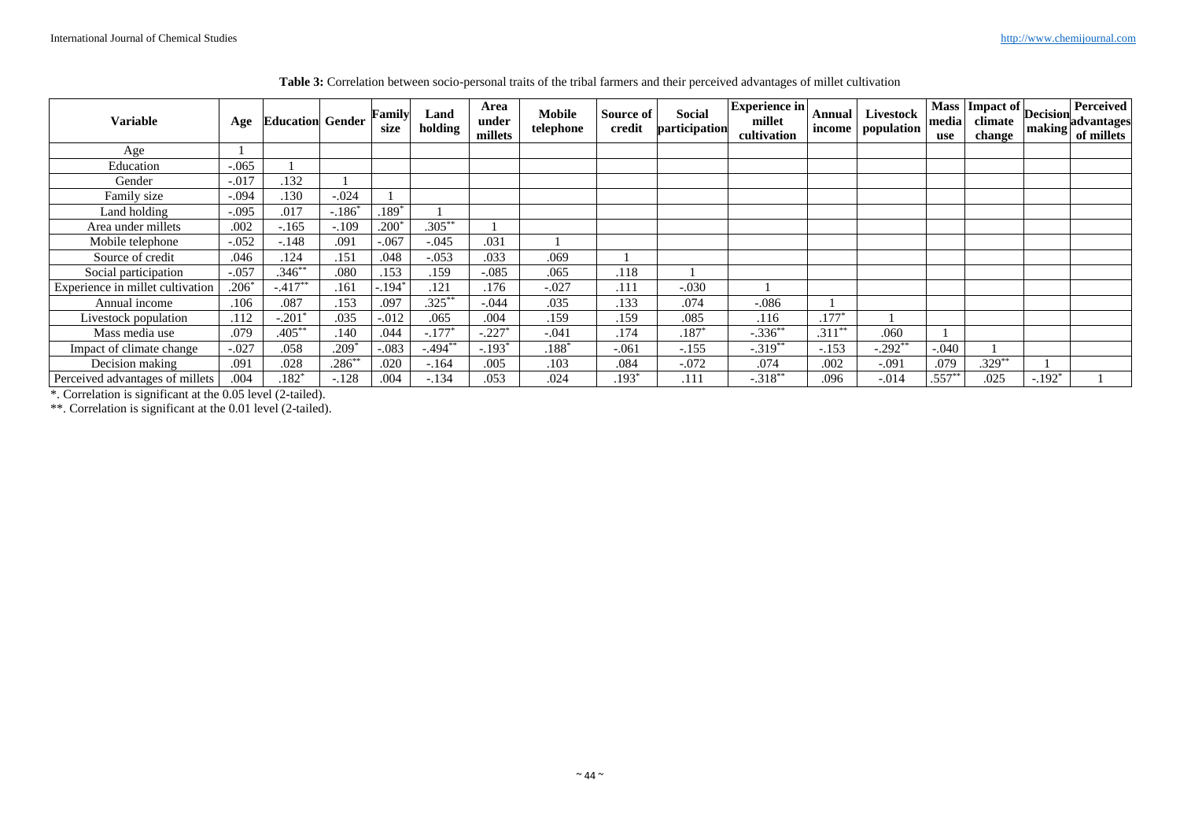**Table 3:** Correlation between socio-personal traits of the tribal farmers and their perceived advantages of millet cultivation

| Variable | Age | Education | Gender | Family size | Land holding | Area under millets | Mobile telephone | Source of credit | Social participation | Experience in millet cultivation | Annual income | Livestock population | Mass media use | Impact of climate change | Decision making | Perceived advantages of millets |
|---|---|---|---|---|---|---|---|---|---|---|---|---|---|---|---|---|
| Age | 1 | | | | | | | | | | | | | | | |
| Education | -.065 | 1 | | | | | | | | | | | | | | |
| Gender | -.017 | .132 | 1 | | | | | | | | | | | | | |
| Family size | -.094 | .130 | -.024 | 1 | | | | | | | | | | | | |
| Land holding | -.095 | .017 | -.186* | .189* | 1 | | | | | | | | | | | |
| Area under millets | .002 | -.165 | -.109 | .200* | .305** | 1 | | | | | | | | | | |
| Mobile telephone | -.052 | -.148 | .091 | -.067 | -.045 | .031 | 1 | | | | | | | | | |
| Source of credit | .046 | .124 | .151 | .048 | -.053 | .033 | .069 | 1 | | | | | | | | |
| Social participation | -.057 | .346** | .080 | .153 | .159 | -.085 | .065 | .118 | 1 | | | | | | | |
| Experience in millet cultivation | .206* | -.417** | .161 | -.194* | .121 | .176 | -.027 | .111 | -.030 | 1 | | | | | | |
| Annual income | .106 | .087 | .153 | .097 | .325** | -.044 | .035 | .133 | .074 | -.086 | 1 | | | | | |
| Livestock population | .112 | -.201* | .035 | -.012 | .065 | .004 | .159 | .159 | .085 | .116 | .177* | 1 | | | | |
| Mass media use | .079 | .405** | .140 | .044 | -.177* | -.227* | -.041 | .174 | .187* | -.336** | .311** | .060 | 1 | | | |
| Impact of climate change | -.027 | .058 | .209* | -.083 | -.494** | -.193* | .188* | -.061 | -.155 | -.319** | -.153 | -.292** | -.040 | 1 | | |
| Decision making | .091 | .028 | .286** | .020 | -.164 | .005 | .103 | .084 | -.072 | .074 | .002 | -.091 | .079 | .329** | 1 | |
| Perceived advantages of millets | .004 | .182* | -.128 | .004 | -.134 | .053 | .024 | .193* | .111 | -.318** | .096 | -.014 | .557** | .025 | -.192* | 1 |

*. Correlation is significant at the 0.05 level (2-tailed).

**. Correlation is significant at the 0.01 level (2-tailed).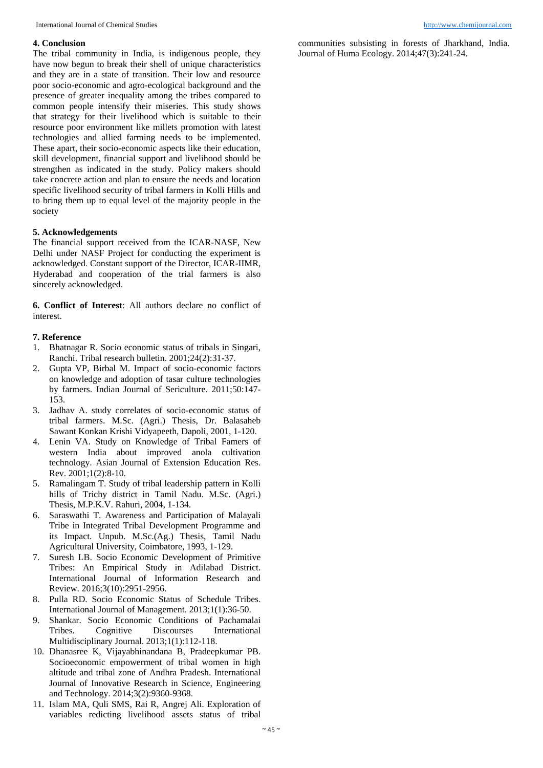## 4. Conclusion

The tribal community in India, is indigenous people, they have now begun to break their shell of unique characteristics and they are in a state of transition. Their low and resource poor socio-economic and agro-ecological background and the presence of greater inequality among the tribes compared to common people intensify their miseries. This study shows that strategy for their livelihood which is suitable to their resource poor environment like millets promotion with latest technologies and allied farming needs to be implemented. These apart, their socio-economic aspects like their education, skill development, financial support and livelihood should be strengthen as indicated in the study. Policy makers should take concrete action and plan to ensure the needs and location specific livelihood security of tribal farmers in Kolli Hills and to bring them up to equal level of the majority people in the society

## 5. Acknowledgements

The financial support received from the ICAR-NASF, New Delhi under NASF Project for conducting the experiment is acknowledged. Constant support of the Director, ICAR-IIMR, Hyderabad and cooperation of the trial farmers is also sincerely acknowledged.

**6. Conflict of Interest**: All authors declare no conflict of interest.

## 7. Reference

1. Bhatnagar R. Socio economic status of tribals in Singari, Ranchi. Tribal research bulletin. 2001;24(2):31-37.
2. Gupta VP, Birbal M. Impact of socio-economic factors on knowledge and adoption of tasar culture technologies by farmers. Indian Journal of Sericulture. 2011;50:147-153.
3. Jadhav A. study correlates of socio-economic status of tribal farmers. M.Sc. (Agri.) Thesis, Dr. Balasaheb Sawant Konkan Krishi Vidyapeeth, Dapoli, 2001, 1-120.
4. Lenin VA. Study on Knowledge of Tribal Famers of western India about improved anola cultivation technology. Asian Journal of Extension Education Res. Rev. 2001;1(2):8-10.
5. Ramalingam T. Study of tribal leadership pattern in Kolli hills of Trichy district in Tamil Nadu. M.Sc. (Agri.) Thesis, M.P.K.V. Rahuri, 2004, 1-134.
6. Saraswathi T. Awareness and Participation of Malayali Tribe in Integrated Tribal Development Programme and its Impact. Unpub. M.Sc.(Ag.) Thesis, Tamil Nadu Agricultural University, Coimbatore, 1993, 1-129.
7. Suresh LB. Socio Economic Development of Primitive Tribes: An Empirical Study in Adilabad District. International Journal of Information Research and Review. 2016;3(10):2951-2956.
8. Pulla RD. Socio Economic Status of Schedule Tribes. International Journal of Management. 2013;1(1):36-50.
9. Shankar. Socio Economic Conditions of Pachamalai Tribes. Cognitive Discourses International Multidisciplinary Journal. 2013;1(1):112-118.
10. Dhanasree K, Vijayabhinandana B, Pradeepkumar PB. Socioeconomic empowerment of tribal women in high altitude and tribal zone of Andhra Pradesh. International Journal of Innovative Research in Science, Engineering and Technology. 2014;3(2):9360-9368.
11. Islam MA, Quli SMS, Rai R, Angrej Ali. Exploration of variables redicting livelihood assets status of tribal communities subsisting in forests of Jharkhand, India. Journal of Huma Ecology. 2014;47(3):241-24.